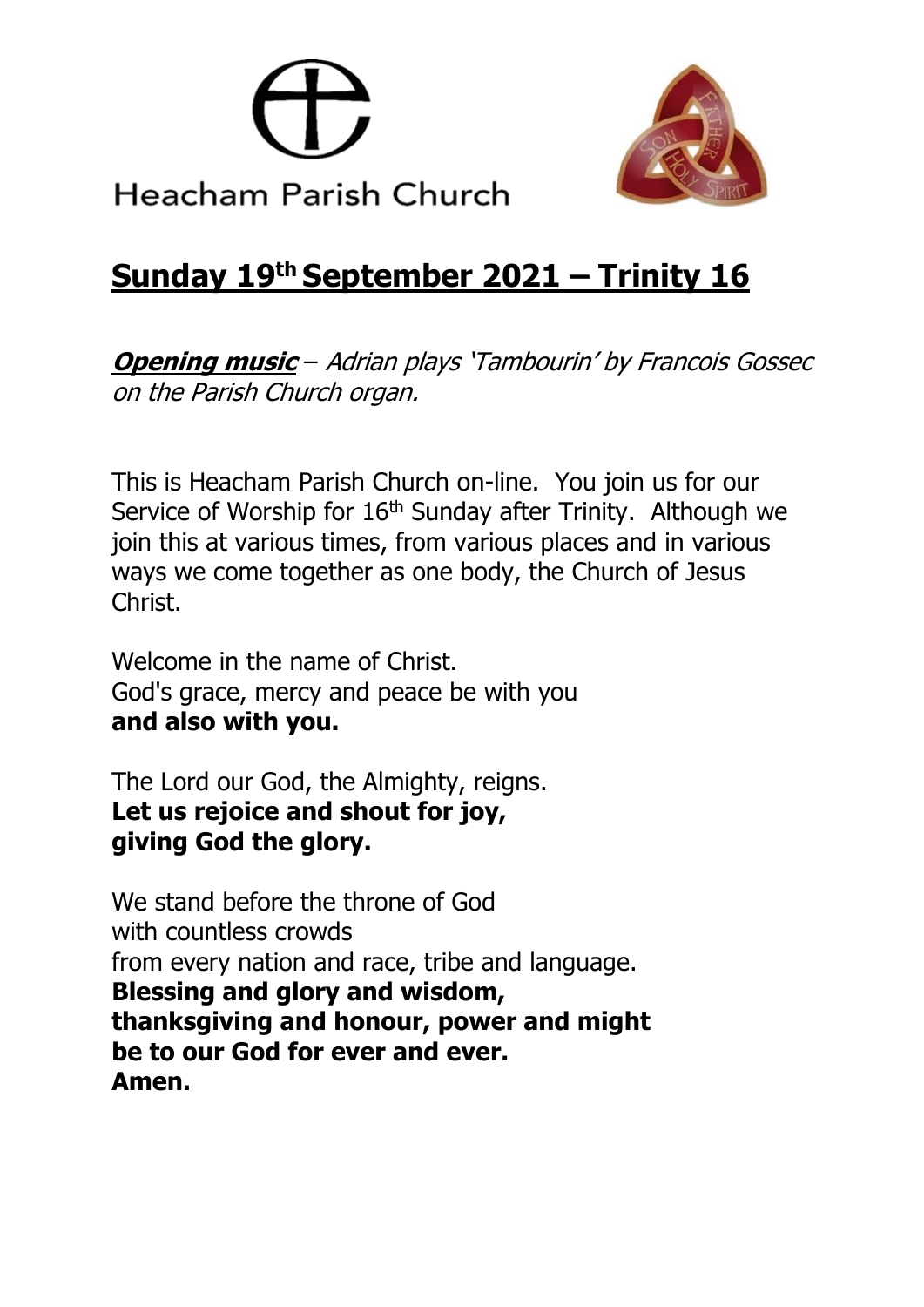Heacham Parish Church

# Sunday 19th September 2021 – Trinity 16

***Opening music*** *– Adrian plays 'Tambourin' by Francois Gossec on the Parish Church organ.*

This is Heacham Parish Church on-line. You join us for our Service of Worship for 16th Sunday after Trinity. Although we join this at various times, from various places and in various ways we come together as one body, the Church of Jesus Christ.

Welcome in the name of Christ.
God's grace, mercy and peace be with you
**and also with you.**

The Lord our God, the Almighty, reigns.
**Let us rejoice and shout for joy,
giving God the glory.**

We stand before the throne of God
with countless crowds
from every nation and race, tribe and language.
**Blessing and glory and wisdom,
thanksgiving and honour, power and might
be to our God for ever and ever.
Amen.**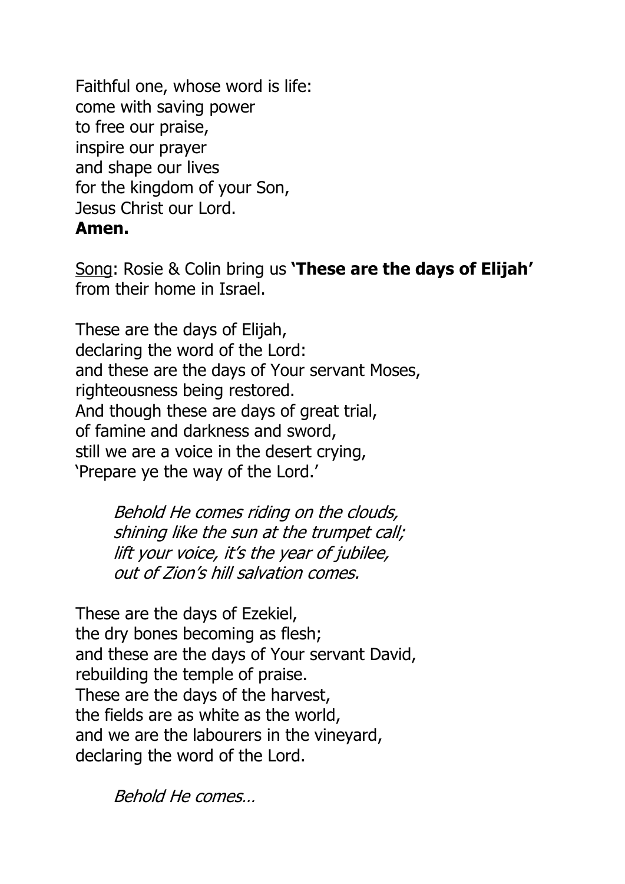Faithful one, whose word is life:
come with saving power
to free our praise,
inspire our prayer
and shape our lives
for the kingdom of your Son,
Jesus Christ our Lord.
**Amen.**

Song: Rosie & Colin bring us **'These are the days of Elijah'** from their home in Israel.

These are the days of Elijah,
declaring the word of the Lord:
and these are the days of Your servant Moses,
righteousness being restored.
And though these are days of great trial,
of famine and darkness and sword,
still we are a voice in the desert crying,
'Prepare ye the way of the Lord.'

*Behold He comes riding on the clouds,*
*shining like the sun at the trumpet call;*
*lift your voice, it's the year of jubilee,*
*out of Zion's hill salvation comes.*

These are the days of Ezekiel,
the dry bones becoming as flesh;
and these are the days of Your servant David,
rebuilding the temple of praise.
These are the days of the harvest,
the fields are as white as the world,
and we are the labourers in the vineyard,
declaring the word of the Lord.

*Behold He comes…*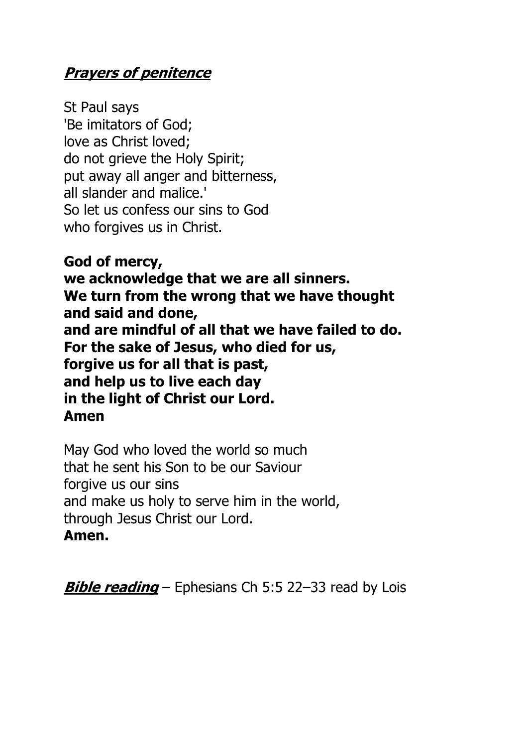***Prayers of penitence***

St Paul says
'Be imitators of God;
love as Christ loved;
do not grieve the Holy Spirit;
put away all anger and bitterness,
all slander and malice.'
So let us confess our sins to God
who forgives us in Christ.

**God of mercy,**
**we acknowledge that we are all sinners.**
**We turn from the wrong that we have thought**
**and said and done,**
**and are mindful of all that we have failed to do.**
**For the sake of Jesus, who died for us,**
**forgive us for all that is past,**
**and help us to live each day**
**in the light of Christ our Lord.**
**Amen**

May God who loved the world so much
that he sent his Son to be our Saviour
forgive us our sins
and make us holy to serve him in the world,
through Jesus Christ our Lord.
**Amen.**

***Bible reading*** – Ephesians Ch 5:5 22–33 read by Lois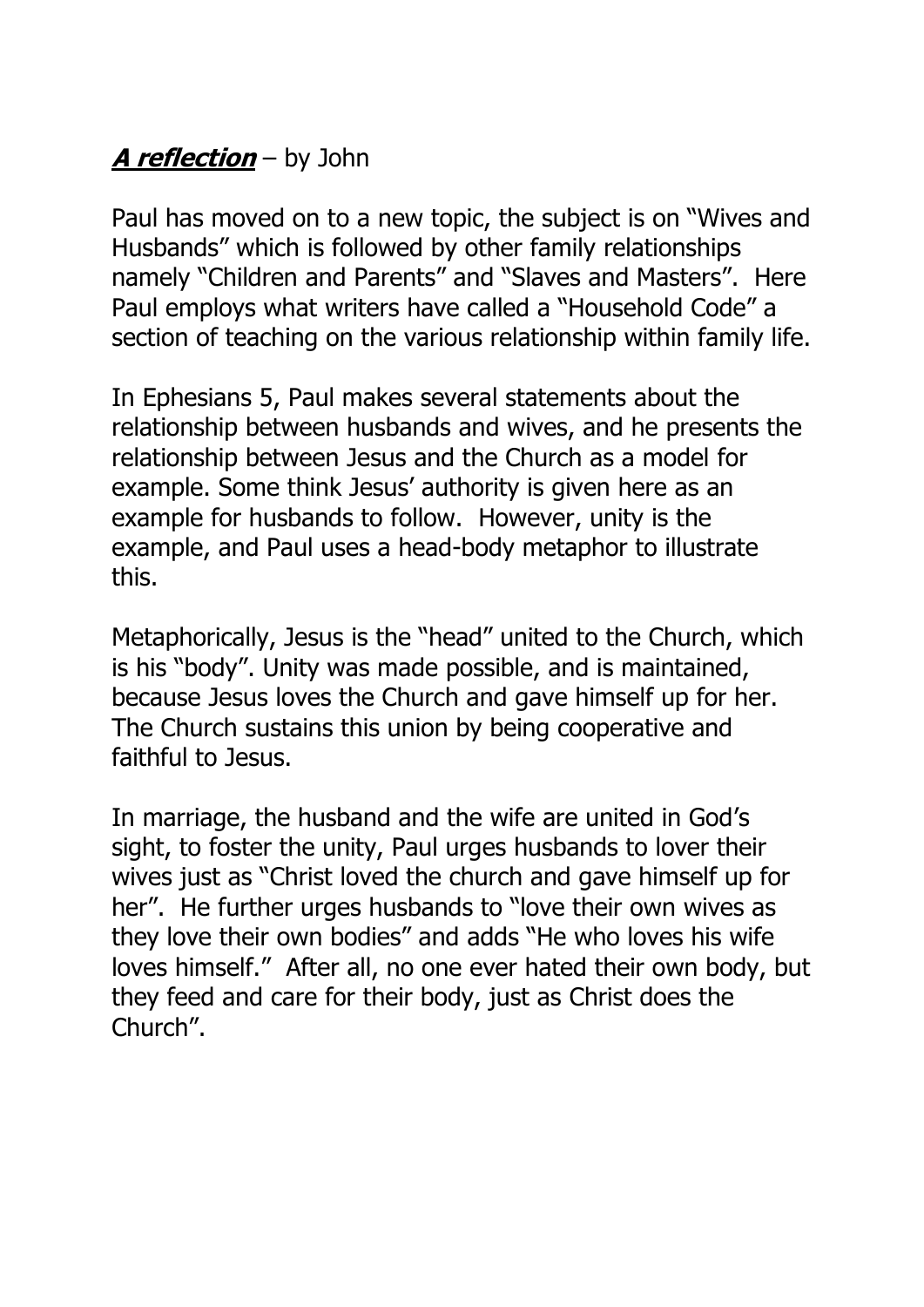***A reflection*** – by John

Paul has moved on to a new topic, the subject is on "Wives and Husbands" which is followed by other family relationships namely "Children and Parents" and "Slaves and Masters". Here Paul employs what writers have called a "Household Code" a section of teaching on the various relationship within family life.

In Ephesians 5, Paul makes several statements about the relationship between husbands and wives, and he presents the relationship between Jesus and the Church as a model for example. Some think Jesus' authority is given here as an example for husbands to follow. However, unity is the example, and Paul uses a head-body metaphor to illustrate this.

Metaphorically, Jesus is the "head" united to the Church, which is his "body". Unity was made possible, and is maintained, because Jesus loves the Church and gave himself up for her. The Church sustains this union by being cooperative and faithful to Jesus.

In marriage, the husband and the wife are united in God's sight, to foster the unity, Paul urges husbands to lover their wives just as "Christ loved the church and gave himself up for her". He further urges husbands to "love their own wives as they love their own bodies" and adds "He who loves his wife loves himself." After all, no one ever hated their own body, but they feed and care for their body, just as Christ does the Church".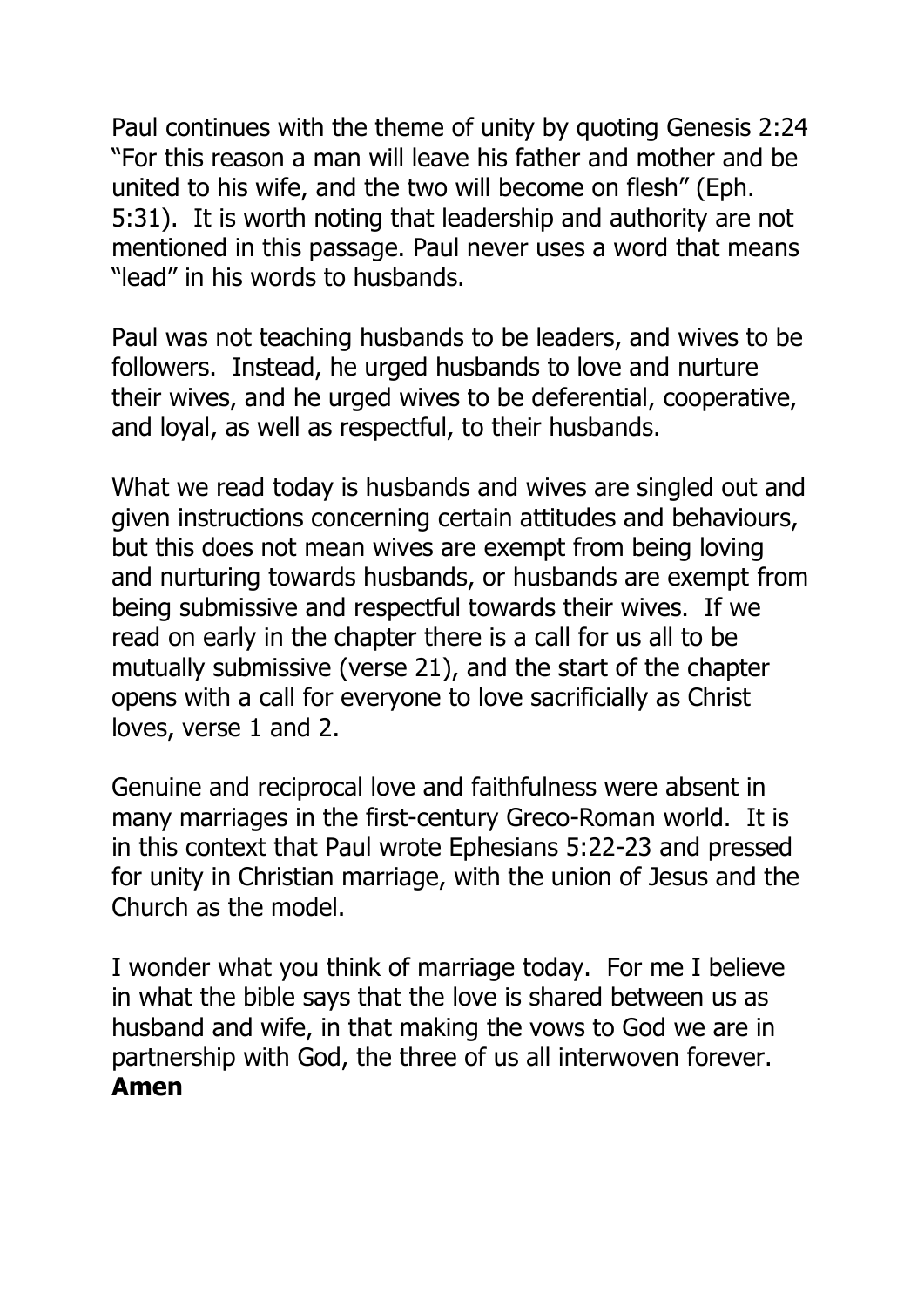Paul continues with the theme of unity by quoting Genesis 2:24 "For this reason a man will leave his father and mother and be united to his wife, and the two will become on flesh" (Eph. 5:31). It is worth noting that leadership and authority are not mentioned in this passage. Paul never uses a word that means "lead" in his words to husbands.

Paul was not teaching husbands to be leaders, and wives to be followers. Instead, he urged husbands to love and nurture their wives, and he urged wives to be deferential, cooperative, and loyal, as well as respectful, to their husbands.

What we read today is husbands and wives are singled out and given instructions concerning certain attitudes and behaviours, but this does not mean wives are exempt from being loving and nurturing towards husbands, or husbands are exempt from being submissive and respectful towards their wives. If we read on early in the chapter there is a call for us all to be mutually submissive (verse 21), and the start of the chapter opens with a call for everyone to love sacrificially as Christ loves, verse 1 and 2.

Genuine and reciprocal love and faithfulness were absent in many marriages in the first-century Greco-Roman world. It is in this context that Paul wrote Ephesians 5:22-23 and pressed for unity in Christian marriage, with the union of Jesus and the Church as the model.

I wonder what you think of marriage today. For me I believe in what the bible says that the love is shared between us as husband and wife, in that making the vows to God we are in partnership with God, the three of us all interwoven forever. **Amen**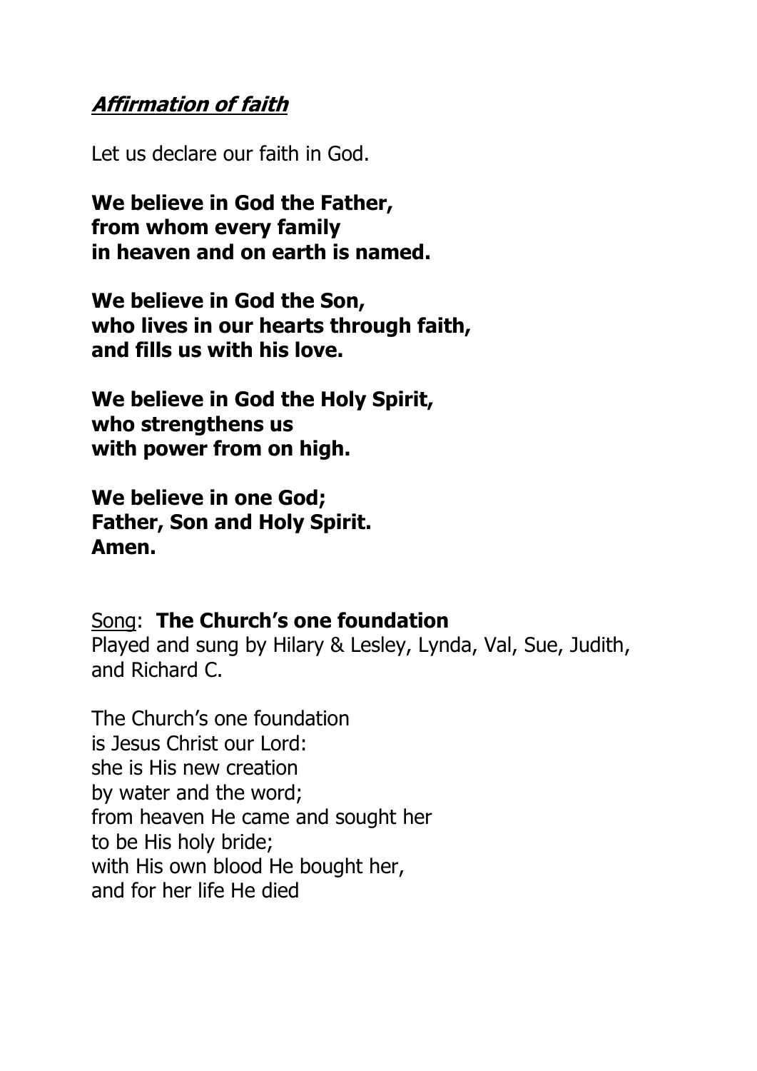## ***Affirmation of faith***

Let us declare our faith in God.

**We believe in God the Father,**
**from whom every family**
**in heaven and on earth is named.**

**We believe in God the Son,**
**who lives in our hearts through faith,**
**and fills us with his love.**

**We believe in God the Holy Spirit,**
**who strengthens us**
**with power from on high.**

**We believe in one God;**
**Father, Son and Holy Spirit.**
**Amen.**

<u>Song</u>: **The Church's one foundation**
Played and sung by Hilary & Lesley, Lynda, Val, Sue, Judith, and Richard C.

The Church's one foundation
is Jesus Christ our Lord:
she is His new creation
by water and the word;
from heaven He came and sought her
to be His holy bride;
with His own blood He bought her,
and for her life He died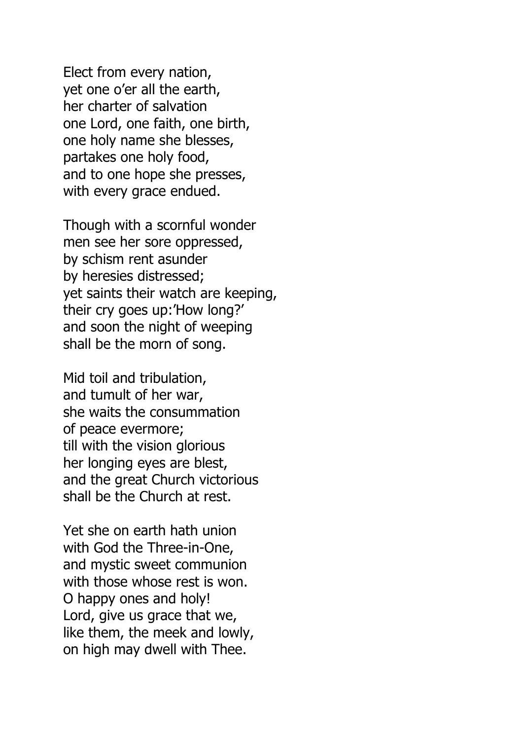Elect from every nation,
yet one o'er all the earth,
her charter of salvation
one Lord, one faith, one birth,
one holy name she blesses,
partakes one holy food,
and to one hope she presses,
with every grace endued.

Though with a scornful wonder
men see her sore oppressed,
by schism rent asunder
by heresies distressed;
yet saints their watch are keeping,
their cry goes up:'How long?'
and soon the night of weeping
shall be the morn of song.

Mid toil and tribulation,
and tumult of her war,
she waits the consummation
of peace evermore;
till with the vision glorious
her longing eyes are blest,
and the great Church victorious
shall be the Church at rest.

Yet she on earth hath union
with God the Three-in-One,
and mystic sweet communion
with those whose rest is won.
O happy ones and holy!
Lord, give us grace that we,
like them, the meek and lowly,
on high may dwell with Thee.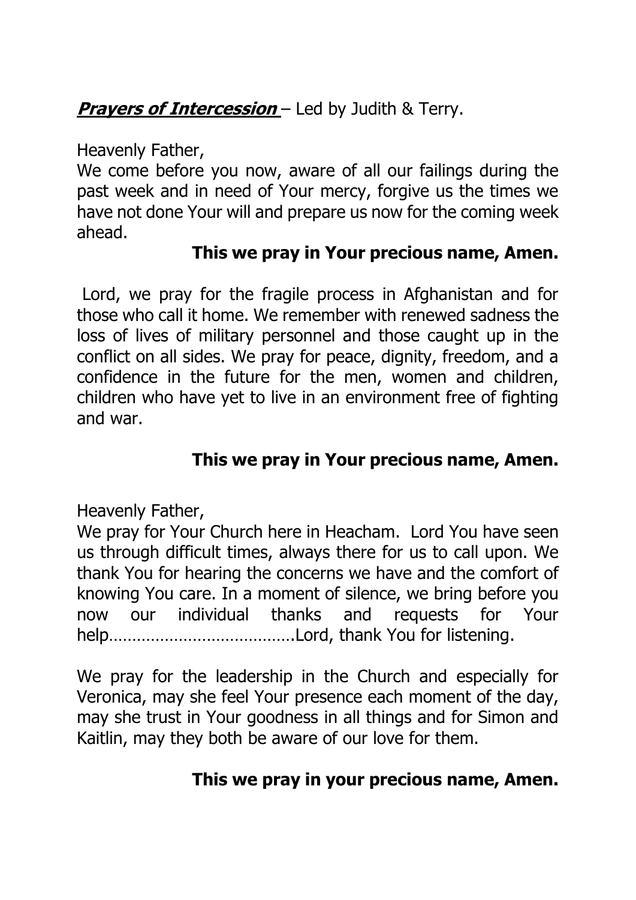***Prayers of Intercession*** – Led by Judith & Terry.

Heavenly Father,
We come before you now, aware of all our failings during the past week and in need of Your mercy, forgive us the times we have not done Your will and prepare us now for the coming week ahead.

**This we pray in Your precious name, Amen.**

Lord, we pray for the fragile process in Afghanistan and for those who call it home. We remember with renewed sadness the loss of lives of military personnel and those caught up in the conflict on all sides. We pray for peace, dignity, freedom, and a confidence in the future for the men, women and children, children who have yet to live in an environment free of fighting and war.

**This we pray in Your precious name, Amen.**

Heavenly Father,
We pray for Your Church here in Heacham. Lord You have seen us through difficult times, always there for us to call upon. We thank You for hearing the concerns we have and the comfort of knowing You care. In a moment of silence, we bring before you now our individual thanks and requests for Your help………………………………….Lord, thank You for listening.

We pray for the leadership in the Church and especially for Veronica, may she feel Your presence each moment of the day, may she trust in Your goodness in all things and for Simon and Kaitlin, may they both be aware of our love for them.

**This we pray in your precious name, Amen.**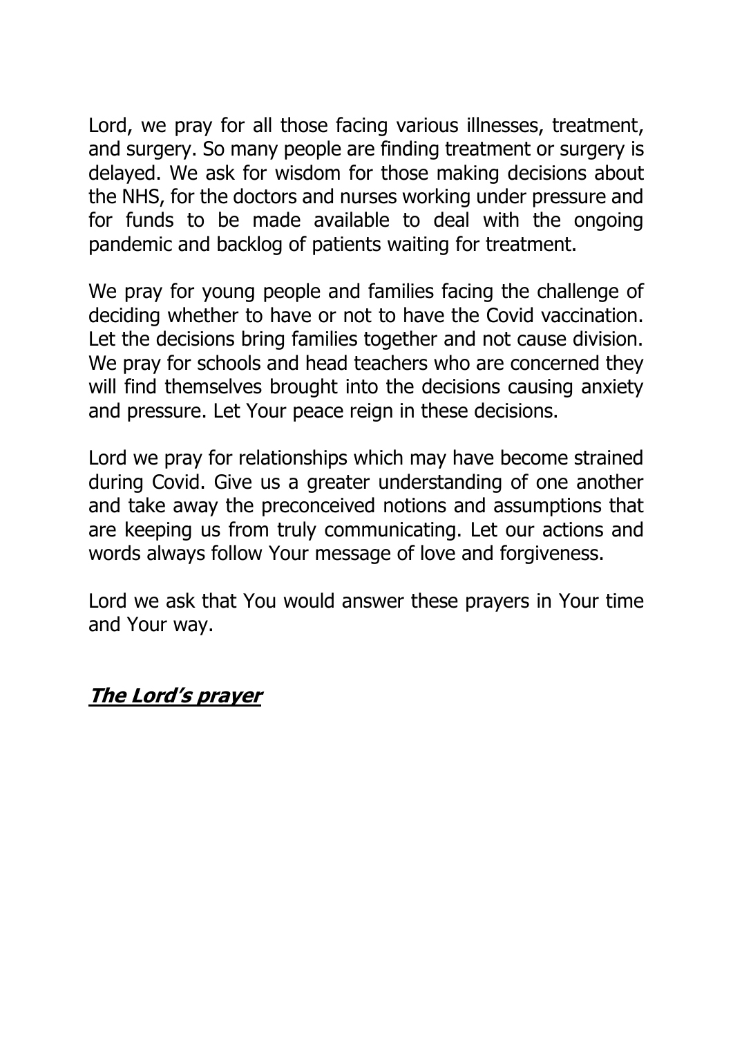Lord, we pray for all those facing various illnesses, treatment, and surgery. So many people are finding treatment or surgery is delayed. We ask for wisdom for those making decisions about the NHS, for the doctors and nurses working under pressure and for funds to be made available to deal with the ongoing pandemic and backlog of patients waiting for treatment.

We pray for young people and families facing the challenge of deciding whether to have or not to have the Covid vaccination. Let the decisions bring families together and not cause division. We pray for schools and head teachers who are concerned they will find themselves brought into the decisions causing anxiety and pressure. Let Your peace reign in these decisions.

Lord we pray for relationships which may have become strained during Covid. Give us a greater understanding of one another and take away the preconceived notions and assumptions that are keeping us from truly communicating. Let our actions and words always follow Your message of love and forgiveness.

Lord we ask that You would answer these prayers in Your time and Your way.

***<u>The Lord's prayer</u>***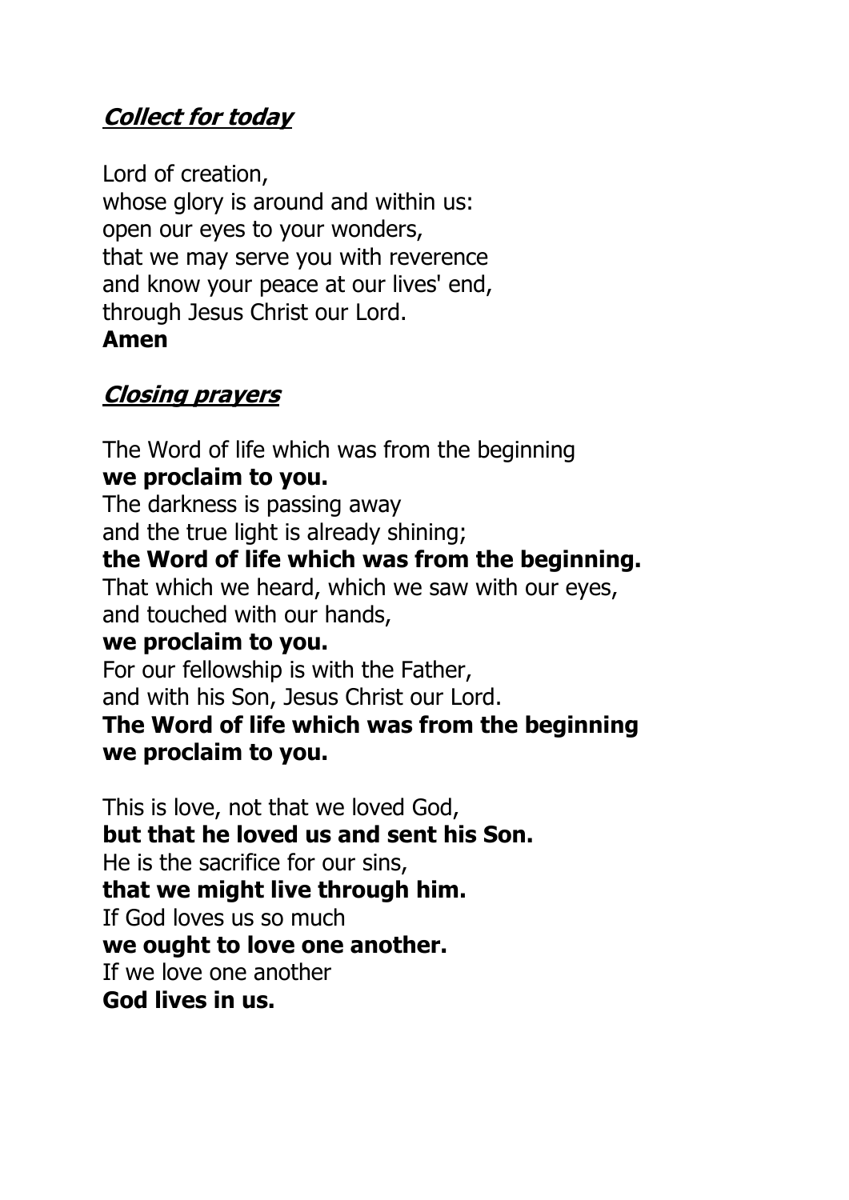## ***Collect for today***

Lord of creation,
whose glory is around and within us:
open our eyes to your wonders,
that we may serve you with reverence
and know your peace at our lives' end,
through Jesus Christ our Lord.
**Amen**

## ***Closing prayers***

The Word of life which was from the beginning
**we proclaim to you.**
The darkness is passing away
and the true light is already shining;
**the Word of life which was from the beginning.**
That which we heard, which we saw with our eyes,
and touched with our hands,
**we proclaim to you.**
For our fellowship is with the Father,
and with his Son, Jesus Christ our Lord.
**The Word of life which was from the beginning**
**we proclaim to you.**

This is love, not that we loved God,
**but that he loved us and sent his Son.**
He is the sacrifice for our sins,
**that we might live through him.**
If God loves us so much
**we ought to love one another.**
If we love one another
**God lives in us.**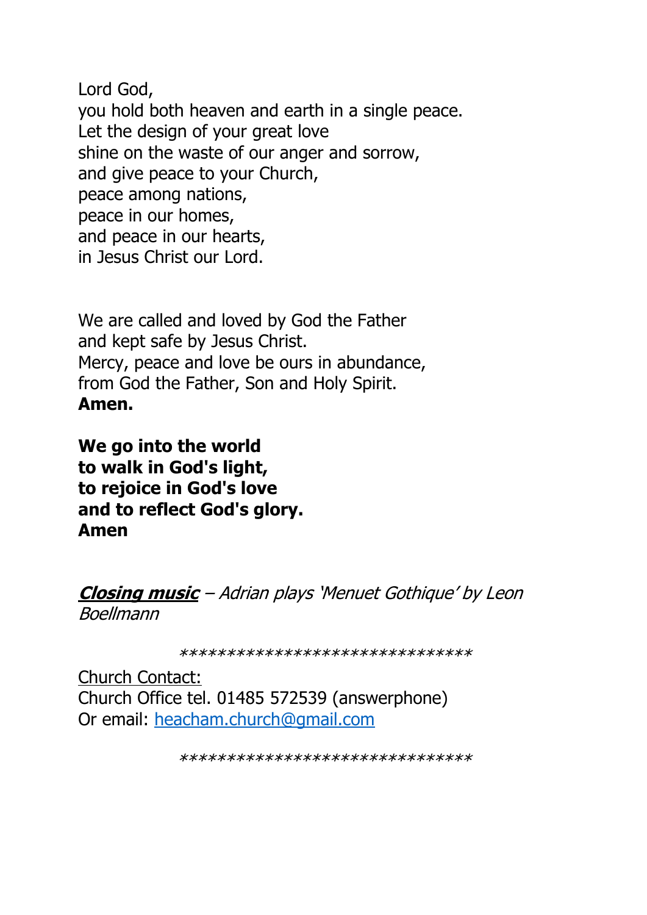Lord God,
you hold both heaven and earth in a single peace.
Let the design of your great love
shine on the waste of our anger and sorrow,
and give peace to your Church,
peace among nations,
peace in our homes,
and peace in our hearts,
in Jesus Christ our Lord.

We are called and loved by God the Father
and kept safe by Jesus Christ.
Mercy, peace and love be ours in abundance,
from God the Father, Son and Holy Spirit.
**Amen.**

**We go into the world**
**to walk in God's light,**
**to rejoice in God's love**
**and to reflect God's glory.**
**Amen**

***Closing music*** – *Adrian plays 'Menuet Gothique' by Leon Boellmann*

*******************************

Church Contact:
Church Office tel. 01485 572539 (answerphone)
Or email: heacham.church@gmail.com

*******************************